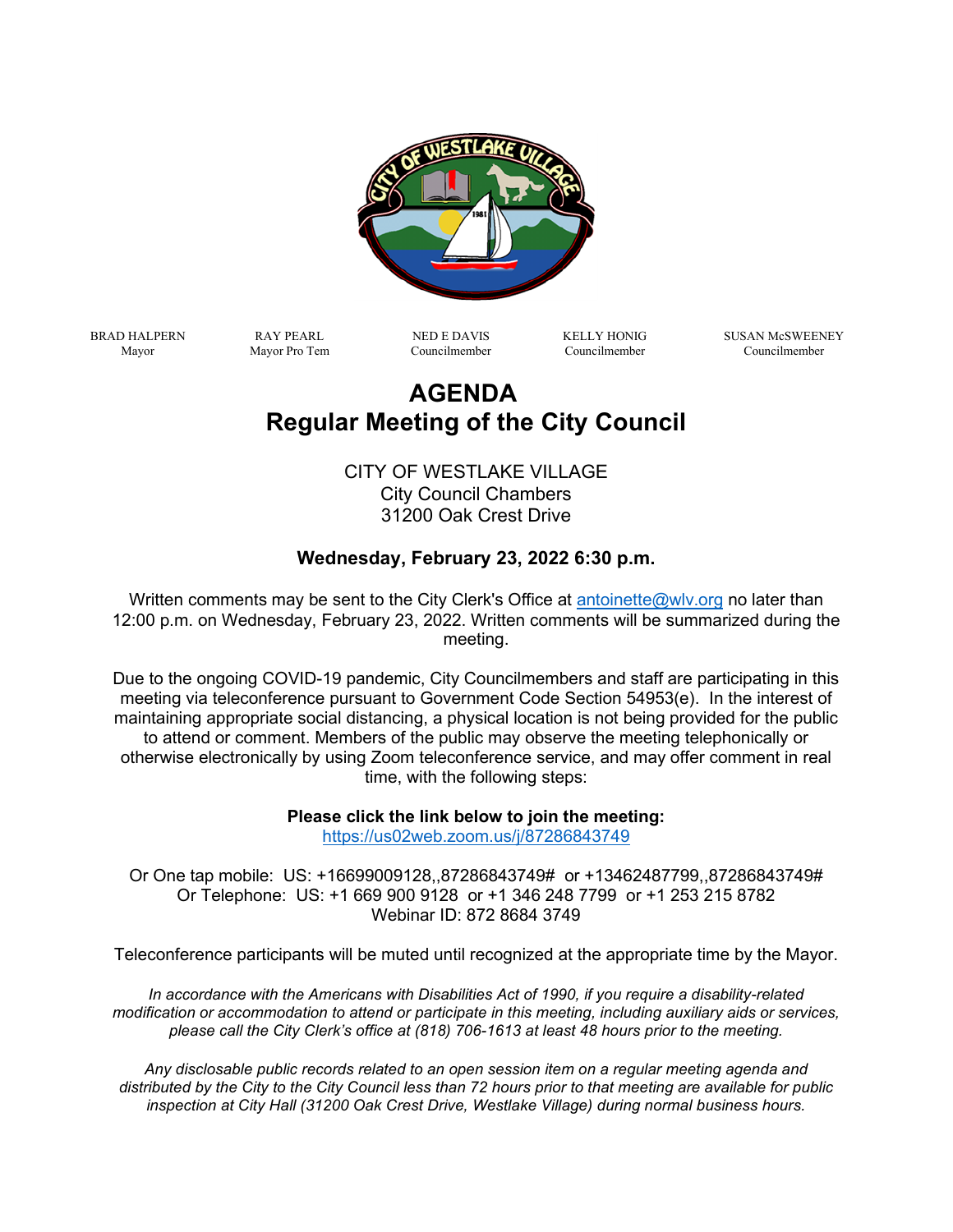| BRAD HALPERN | RAY PEARL | NED E DAVIS | KELLY HONIG | SUSAN McSWEENEY |
| --- | --- | --- | --- | --- |
| Mayor | Mayor Pro Tem | Councilmember | Councilmember | Councilmember |

# AGENDA
# Regular Meeting of the City Council

CITY OF WESTLAKE VILLAGE
City Council Chambers
31200 Oak Crest Drive

**Wednesday, February 23, 2022 6:30 p.m.**

Written comments may be sent to the City Clerk's Office at antoinette@wlv.org no later than 12:00 p.m. on Wednesday, February 23, 2022. Written comments will be summarized during the meeting.

Due to the ongoing COVID-19 pandemic, City Councilmembers and staff are participating in this meeting via teleconference pursuant to Government Code Section 54953(e). In the interest of maintaining appropriate social distancing, a physical location is not being provided for the public to attend or comment. Members of the public may observe the meeting telephonically or otherwise electronically by using Zoom teleconference service, and may offer comment in real time, with the following steps:

**Please click the link below to join the meeting:**
https://us02web.zoom.us/j/87286843749

Or One tap mobile: US: +16699009128,,87286843749# or +13462487799,,87286843749#
Or Telephone: US: +1 669 900 9128 or +1 346 248 7799 or +1 253 215 8782
Webinar ID: 872 8684 3749

Teleconference participants will be muted until recognized at the appropriate time by the Mayor.

*In accordance with the Americans with Disabilities Act of 1990, if you require a disability-related modification or accommodation to attend or participate in this meeting, including auxiliary aids or services, please call the City Clerk's office at (818) 706-1613 at least 48 hours prior to the meeting.*

*Any disclosable public records related to an open session item on a regular meeting agenda and distributed by the City to the City Council less than 72 hours prior to that meeting are available for public inspection at City Hall (31200 Oak Crest Drive, Westlake Village) during normal business hours.*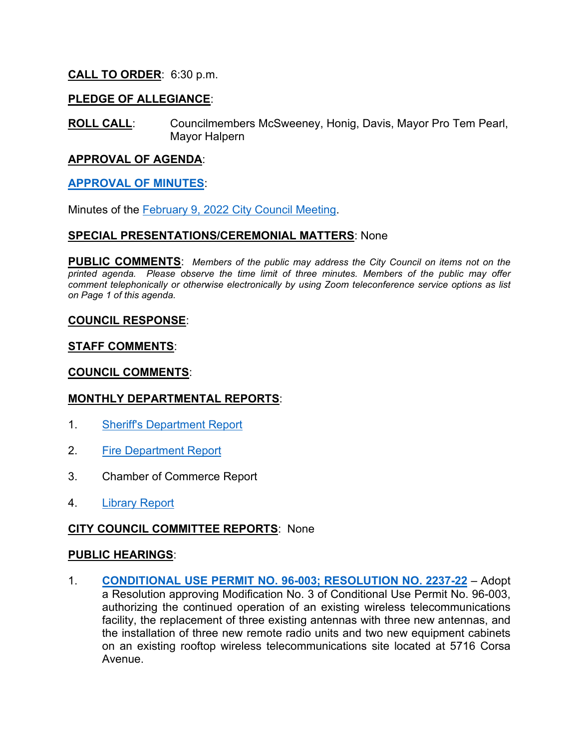**CALL TO ORDER**: 6:30 p.m.

**PLEDGE OF ALLEGIANCE**:

**ROLL CALL**: Councilmembers McSweeney, Honig, Davis, Mayor Pro Tem Pearl, Mayor Halpern

**APPROVAL OF AGENDA**:

**APPROVAL OF MINUTES**:

Minutes of the February 9, 2022 City Council Meeting.

**SPECIAL PRESENTATIONS/CEREMONIAL MATTERS**: None

**PUBLIC COMMENTS**: *Members of the public may address the City Council on items not on the printed agenda. Please observe the time limit of three minutes. Members of the public may offer comment telephonically or otherwise electronically by using Zoom teleconference service options as list on Page 1 of this agenda.*

**COUNCIL RESPONSE**:

**STAFF COMMENTS**:

**COUNCIL COMMENTS**:

**MONTHLY DEPARTMENTAL REPORTS**:

1. Sheriff's Department Report
2. Fire Department Report
3. Chamber of Commerce Report
4. Library Report

**CITY COUNCIL COMMITTEE REPORTS**: None

**PUBLIC HEARINGS**:

1. **CONDITIONAL USE PERMIT NO. 96-003; RESOLUTION NO. 2237-22** – Adopt a Resolution approving Modification No. 3 of Conditional Use Permit No. 96-003, authorizing the continued operation of an existing wireless telecommunications facility, the replacement of three existing antennas with three new antennas, and the installation of three new remote radio units and two new equipment cabinets on an existing rooftop wireless telecommunications site located at 5716 Corsa Avenue.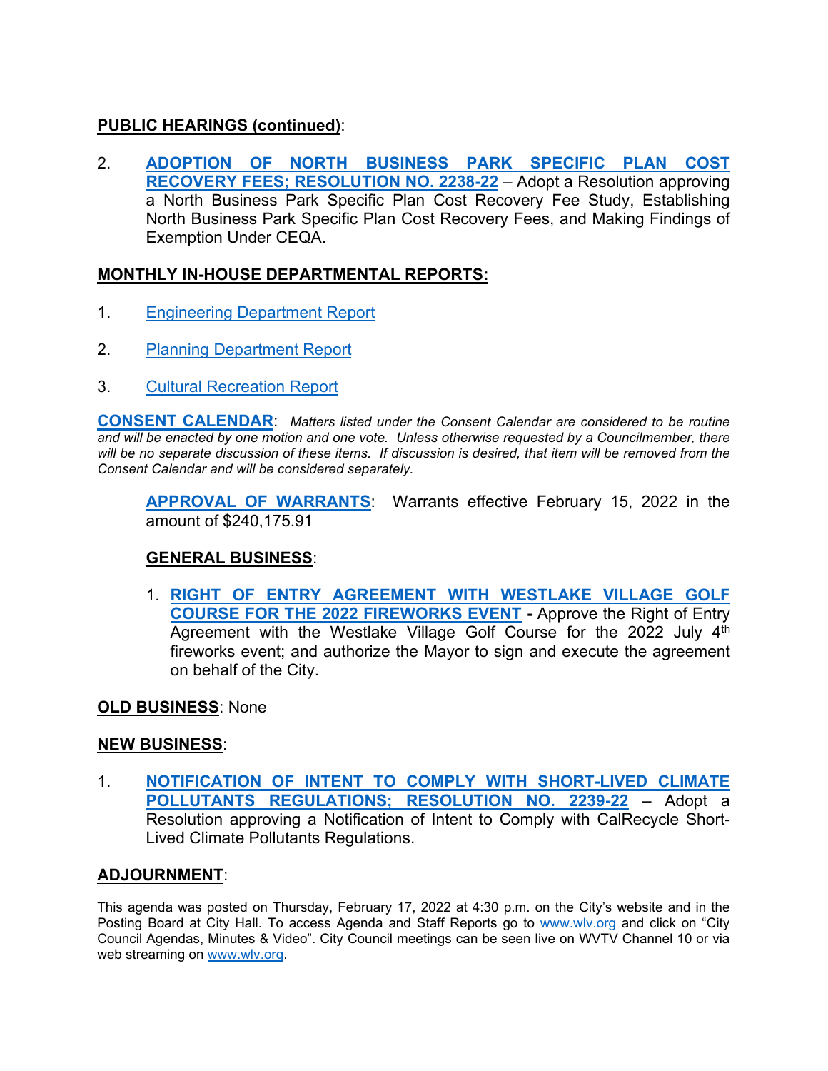**PUBLIC HEARINGS (continued)**:

2. **ADOPTION OF NORTH BUSINESS PARK SPECIFIC PLAN COST RECOVERY FEES; RESOLUTION NO. 2238-22** – Adopt a Resolution approving a North Business Park Specific Plan Cost Recovery Fee Study, Establishing North Business Park Specific Plan Cost Recovery Fees, and Making Findings of Exemption Under CEQA.

**MONTHLY IN-HOUSE DEPARTMENTAL REPORTS:**

1. Engineering Department Report

2. Planning Department Report

3. Cultural Recreation Report

**CONSENT CALENDAR**: *Matters listed under the Consent Calendar are considered to be routine and will be enacted by one motion and one vote. Unless otherwise requested by a Councilmember, there will be no separate discussion of these items. If discussion is desired, that item will be removed from the Consent Calendar and will be considered separately.*

**APPROVAL OF WARRANTS**: Warrants effective February 15, 2022 in the amount of $240,175.91

**GENERAL BUSINESS**:

1. **RIGHT OF ENTRY AGREEMENT WITH WESTLAKE VILLAGE GOLF COURSE FOR THE 2022 FIREWORKS EVENT -** Approve the Right of Entry Agreement with the Westlake Village Golf Course for the 2022 July 4th fireworks event; and authorize the Mayor to sign and execute the agreement on behalf of the City.

**OLD BUSINESS**: None

**NEW BUSINESS**:

1. **NOTIFICATION OF INTENT TO COMPLY WITH SHORT-LIVED CLIMATE POLLUTANTS REGULATIONS; RESOLUTION NO. 2239-22** – Adopt a Resolution approving a Notification of Intent to Comply with CalRecycle Short-Lived Climate Pollutants Regulations.

**ADJOURNMENT**:

This agenda was posted on Thursday, February 17, 2022 at 4:30 p.m. on the City's website and in the Posting Board at City Hall. To access Agenda and Staff Reports go to www.wlv.org and click on "City Council Agendas, Minutes & Video". City Council meetings can be seen live on WVTV Channel 10 or via web streaming on www.wlv.org.